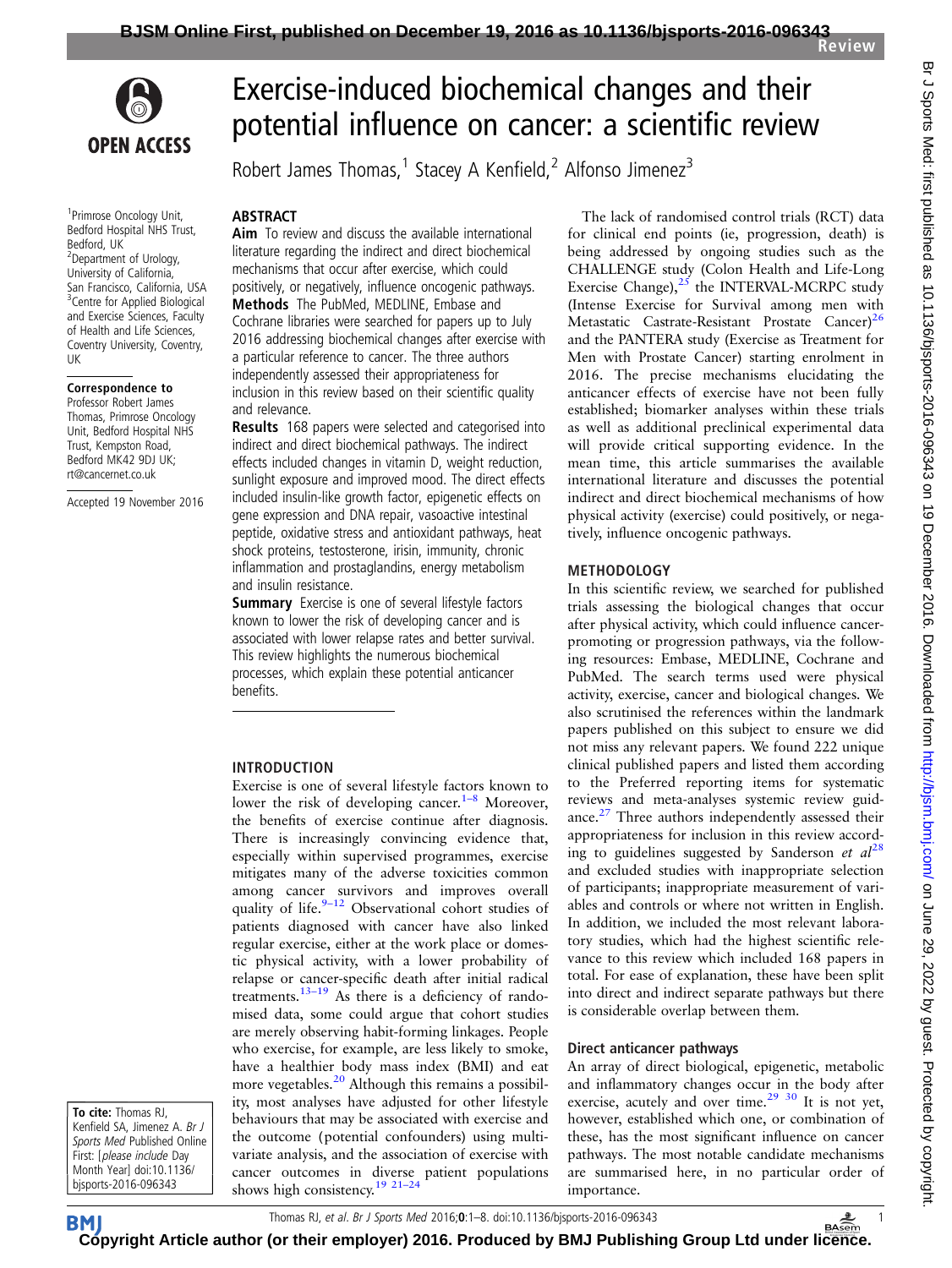# Exercise-induced biochemical changes and their potential influence on cancer: a scientific review

Robert James Thomas,[1] Stacey A Kenfield,[2] Alfonso Jimenez[3]

[1]Primrose Oncology Unit, Bedford Hospital NHS Trust, Bedford, UK
[2]Department of Urology, University of California, San Francisco, California, USA
[3]Centre for Applied Biological and Exercise Sciences, Faculty of Health and Life Sciences, Coventry University, Coventry, UK

**Correspondence to**
Professor Robert James Thomas, Primrose Oncology Unit, Bedford Hospital NHS Trust, Kempston Road, Bedford MK42 9DJ UK; rt@cancernet.co.uk

Accepted 19 November 2016

**To cite:** Thomas RJ, Kenfield SA, Jimenez A. *Br J Sports Med* Published Online First: [*please include* Day Month Year] doi:10.1136/bjsports-2016-096343

## ABSTRACT

**Aim** To review and discuss the available international literature regarding the indirect and direct biochemical mechanisms that occur after exercise, which could positively, or negatively, influence oncogenic pathways.

**Methods** The PubMed, MEDLINE, Embase and Cochrane libraries were searched for papers up to July 2016 addressing biochemical changes after exercise with a particular reference to cancer. The three authors independently assessed their appropriateness for inclusion in this review based on their scientific quality and relevance.

**Results** 168 papers were selected and categorised into indirect and direct biochemical pathways. The indirect effects included changes in vitamin D, weight reduction, sunlight exposure and improved mood. The direct effects included insulin-like growth factor, epigenetic effects on gene expression and DNA repair, vasoactive intestinal peptide, oxidative stress and antioxidant pathways, heat shock proteins, testosterone, irisin, immunity, chronic inflammation and prostaglandins, energy metabolism and insulin resistance.

**Summary** Exercise is one of several lifestyle factors known to lower the risk of developing cancer and is associated with lower relapse rates and better survival. This review highlights the numerous biochemical processes, which explain these potential anticancer benefits.

## INTRODUCTION

Exercise is one of several lifestyle factors known to lower the risk of developing cancer.[1–8] Moreover, the benefits of exercise continue after diagnosis. There is increasingly convincing evidence that, especially within supervised programmes, exercise mitigates many of the adverse toxicities common among cancer survivors and improves overall quality of life.[9–12] Observational cohort studies of patients diagnosed with cancer have also linked regular exercise, either at the work place or domestic physical activity, with a lower probability of relapse or cancer-specific death after initial radical treatments.[13–19] As there is a deficiency of randomised data, some could argue that cohort studies are merely observing habit-forming linkages. People who exercise, for example, are less likely to smoke, have a healthier body mass index (BMI) and eat more vegetables.[20] Although this remains a possibility, most analyses have adjusted for other lifestyle behaviours that may be associated with exercise and the outcome (potential confounders) using multivariate analysis, and the association of exercise with cancer outcomes in diverse patient populations shows high consistency.[19 21–24]

The lack of randomised control trials (RCT) data for clinical end points (ie, progression, death) is being addressed by ongoing studies such as the CHALLENGE study (Colon Health and Life-Long Exercise Change),[25] the INTERVAL-MCRPC study (Intense Exercise for Survival among men with Metastatic Castrate-Resistant Prostate Cancer)[26] and the PANTERA study (Exercise as Treatment for Men with Prostate Cancer) starting enrolment in 2016. The precise mechanisms elucidating the anticancer effects of exercise have not been fully established; biomarker analyses within these trials as well as additional preclinical experimental data will provide critical supporting evidence. In the mean time, this article summarises the available international literature and discusses the potential indirect and direct biochemical mechanisms of how physical activity (exercise) could positively, or negatively, influence oncogenic pathways.

## METHODOLOGY

In this scientific review, we searched for published trials assessing the biological changes that occur after physical activity, which could influence cancer-promoting or progression pathways, via the following resources: Embase, MEDLINE, Cochrane and PubMed. The search terms used were physical activity, exercise, cancer and biological changes. We also scrutinised the references within the landmark papers published on this subject to ensure we did not miss any relevant papers. We found 222 unique clinical published papers and listed them according to the Preferred reporting items for systematic reviews and meta-analyses systemic review guidance.[27] Three authors independently assessed their appropriateness for inclusion in this review according to guidelines suggested by Sanderson *et al*[28] and excluded studies with inappropriate selection of participants; inappropriate measurement of variables and controls or where not written in English. In addition, we included the most relevant laboratory studies, which had the highest scientific relevance to this review which included 168 papers in total. For ease of explanation, these have been split into direct and indirect separate pathways but there is considerable overlap between them.

### Direct anticancer pathways

An array of direct biological, epigenetic, metabolic and inflammatory changes occur in the body after exercise, acutely and over time.[29 30] It is not yet, however, established which one, or combination of these, has the most significant influence on cancer pathways. The most notable candidate mechanisms are summarised here, in no particular order of importance.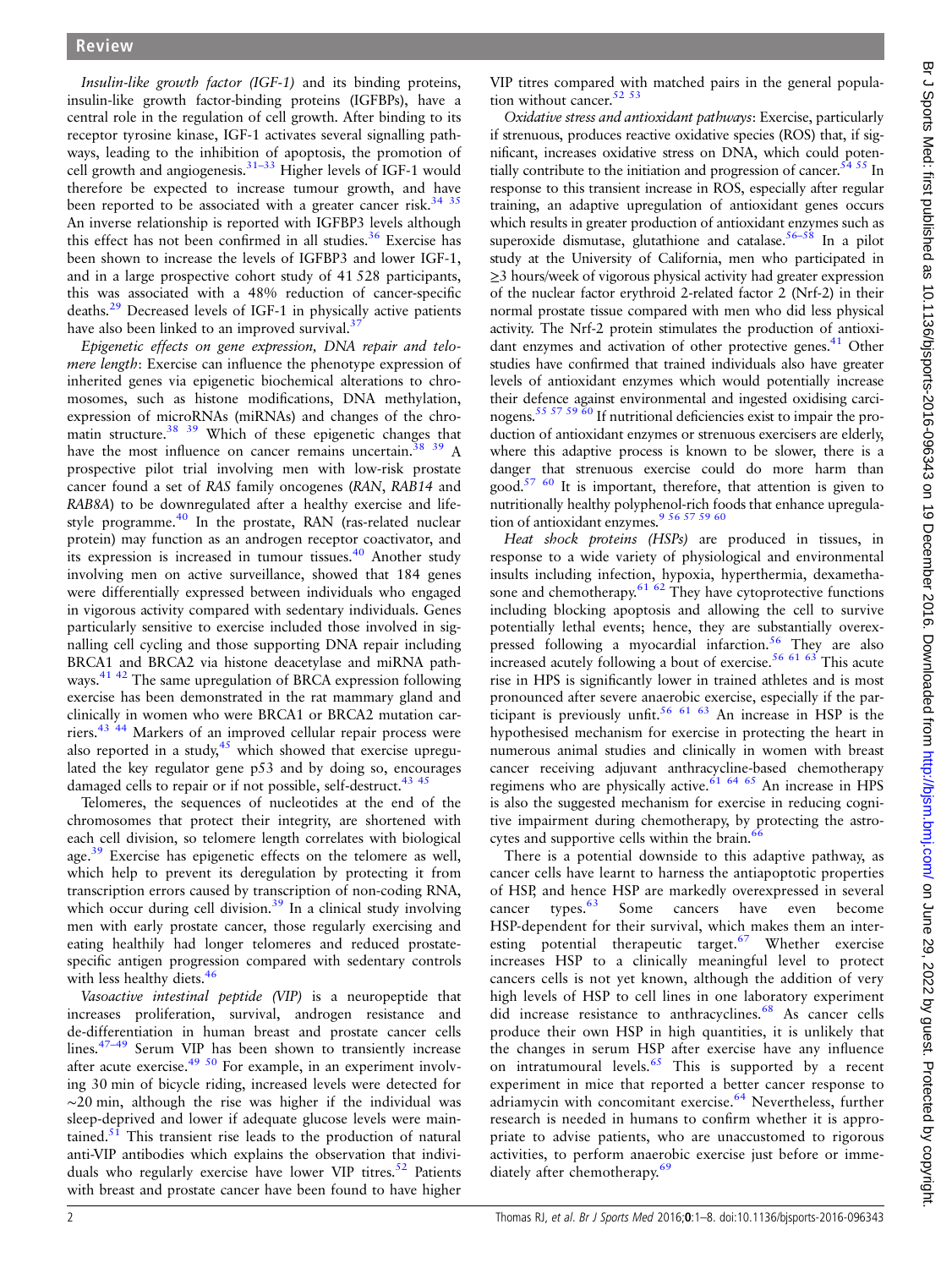*Insulin-like growth factor (IGF-1)* and its binding proteins, insulin-like growth factor-binding proteins (IGFBPs), have a central role in the regulation of cell growth. After binding to its receptor tyrosine kinase, IGF-1 activates several signalling pathways, leading to the inhibition of apoptosis, the promotion of cell growth and angiogenesis.[31–33] Higher levels of IGF-1 would therefore be expected to increase tumour growth, and have been reported to be associated with a greater cancer risk.[34 35] An inverse relationship is reported with IGFBP3 levels although this effect has not been confirmed in all studies.[36] Exercise has been shown to increase the levels of IGFBP3 and lower IGF-1, and in a large prospective cohort study of 41 528 participants, this was associated with a 48% reduction of cancer-specific deaths.[29] Decreased levels of IGF-1 in physically active patients have also been linked to an improved survival.[37]

*Epigenetic effects on gene expression, DNA repair and telomere length*: Exercise can influence the phenotype expression of inherited genes via epigenetic biochemical alterations to chromosomes, such as histone modifications, DNA methylation, expression of microRNAs (miRNAs) and changes of the chromatin structure.[38 39] Which of these epigenetic changes that have the most influence on cancer remains uncertain.[38 39] A prospective pilot trial involving men with low-risk prostate cancer found a set of *RAS* family oncogenes (*RAN*, *RAB14* and *RAB8A*) to be downregulated after a healthy exercise and lifestyle programme.[40] In the prostate, RAN (ras-related nuclear protein) may function as an androgen receptor coactivator, and its expression is increased in tumour tissues.[40] Another study involving men on active surveillance, showed that 184 genes were differentially expressed between individuals who engaged in vigorous activity compared with sedentary individuals. Genes particularly sensitive to exercise included those involved in signalling cell cycling and those supporting DNA repair including BRCA1 and BRCA2 via histone deacetylase and miRNA pathways.[41 42] The same upregulation of BRCA expression following exercise has been demonstrated in the rat mammary gland and clinically in women who were BRCA1 or BRCA2 mutation carriers.[43 44] Markers of an improved cellular repair process were also reported in a study,[45] which showed that exercise upregulated the key regulator gene p53 and by doing so, encourages damaged cells to repair or if not possible, self-destruct.[43 45]

Telomeres, the sequences of nucleotides at the end of the chromosomes that protect their integrity, are shortened with each cell division, so telomere length correlates with biological age.[39] Exercise has epigenetic effects on the telomere as well, which help to prevent its deregulation by protecting it from transcription errors caused by transcription of non-coding RNA, which occur during cell division.[39] In a clinical study involving men with early prostate cancer, those regularly exercising and eating healthily had longer telomeres and reduced prostate-specific antigen progression compared with sedentary controls with less healthy diets.[46]

*Vasoactive intestinal peptide (VIP)* is a neuropeptide that increases proliferation, survival, androgen resistance and de-differentiation in human breast and prostate cancer cells lines.[47–49] Serum VIP has been shown to transiently increase after acute exercise.[49 50] For example, in an experiment involving 30 min of bicycle riding, increased levels were detected for ~20 min, although the rise was higher if the individual was sleep-deprived and lower if adequate glucose levels were maintained.[51] This transient rise leads to the production of natural anti-VIP antibodies which explains the observation that individuals who regularly exercise have lower VIP titres.[52] Patients with breast and prostate cancer have been found to have higher VIP titres compared with matched pairs in the general population without cancer.[52 53]

*Oxidative stress and antioxidant pathways*: Exercise, particularly if strenuous, produces reactive oxidative species (ROS) that, if significant, increases oxidative stress on DNA, which could potentially contribute to the initiation and progression of cancer.[54 55] In response to this transient increase in ROS, especially after regular training, an adaptive upregulation of antioxidant genes occurs which results in greater production of antioxidant enzymes such as superoxide dismutase, glutathione and catalase.[56–58] In a pilot study at the University of California, men who participated in ≥3 hours/week of vigorous physical activity had greater expression of the nuclear factor erythroid 2-related factor 2 (Nrf-2) in their normal prostate tissue compared with men who did less physical activity. The Nrf-2 protein stimulates the production of antioxidant enzymes and activation of other protective genes.[41] Other studies have confirmed that trained individuals also have greater levels of antioxidant enzymes which would potentially increase their defence against environmental and ingested oxidising carcinogens.[55 57 59 60] If nutritional deficiencies exist to impair the production of antioxidant enzymes or strenuous exercisers are elderly, where this adaptive process is known to be slower, there is a danger that strenuous exercise could do more harm than good.[57 60] It is important, therefore, that attention is given to nutritionally healthy polyphenol-rich foods that enhance upregulation of antioxidant enzymes.[9 56 57 59 60]

*Heat shock proteins (HSPs)* are produced in tissues, in response to a wide variety of physiological and environmental insults including infection, hypoxia, hyperthermia, dexamethasone and chemotherapy.[61 62] They have cytoprotective functions including blocking apoptosis and allowing the cell to survive potentially lethal events; hence, they are substantially overexpressed following a myocardial infarction.[56] They are also increased acutely following a bout of exercise.[56 61 63] This acute rise in HPS is significantly lower in trained athletes and is most pronounced after severe anaerobic exercise, especially if the participant is previously unfit.[56 61 63] An increase in HSP is the hypothesised mechanism for exercise in protecting the heart in numerous animal studies and clinically in women with breast cancer receiving adjuvant anthracycline-based chemotherapy regimens who are physically active.[61 64 65] An increase in HPS is also the suggested mechanism for exercise in reducing cognitive impairment during chemotherapy, by protecting the astrocytes and supportive cells within the brain.[66]

There is a potential downside to this adaptive pathway, as cancer cells have learnt to harness the antiapoptotic properties of HSP, and hence HSP are markedly overexpressed in several cancer types.[63] Some cancers have even become HSP-dependent for their survival, which makes them an interesting potential therapeutic target.[67] Whether exercise increases HSP to a clinically meaningful level to protect cancers cells is not yet known, although the addition of very high levels of HSP to cell lines in one laboratory experiment did increase resistance to anthracyclines.[68] As cancer cells produce their own HSP in high quantities, it is unlikely that the changes in serum HSP after exercise have any influence on intratumoural levels.[65] This is supported by a recent experiment in mice that reported a better cancer response to adriamycin with concomitant exercise.[64] Nevertheless, further research is needed in humans to confirm whether it is appropriate to advise patients, who are unaccustomed to rigorous activities, to perform anaerobic exercise just before or immediately after chemotherapy.[69]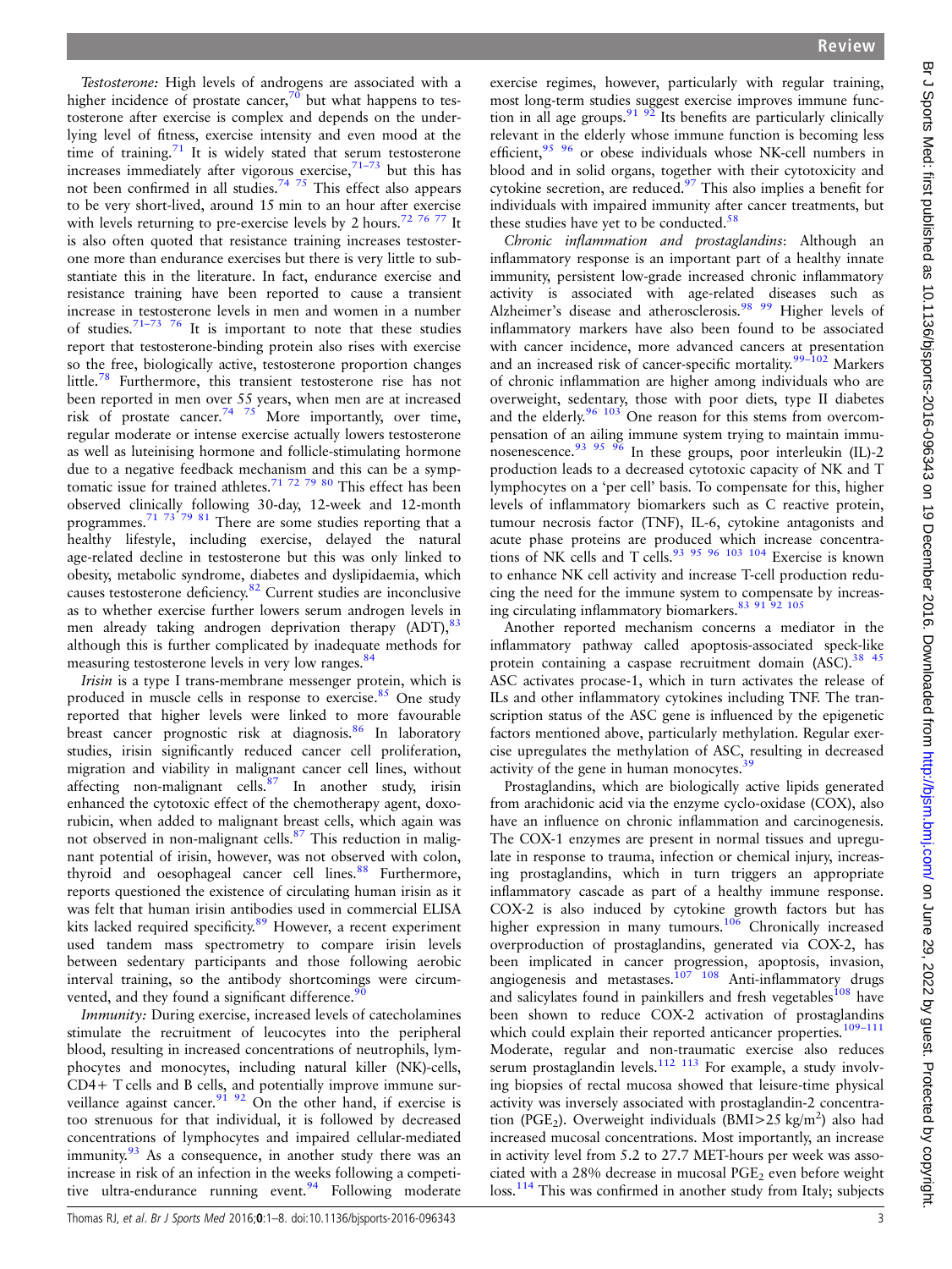*Testosterone:* High levels of androgens are associated with a higher incidence of prostate cancer,[70] but what happens to testosterone after exercise is complex and depends on the underlying level of fitness, exercise intensity and even mood at the time of training.[71] It is widely stated that serum testosterone increases immediately after vigorous exercise,[71–73] but this has not been confirmed in all studies.[74 75] This effect also appears to be very short-lived, around 15 min to an hour after exercise with levels returning to pre-exercise levels by 2 hours.[72 76 77] It is also often quoted that resistance training increases testosterone more than endurance exercises but there is very little to substantiate this in the literature. In fact, endurance exercise and resistance training have been reported to cause a transient increase in testosterone levels in men and women in a number of studies.[71–73 76] It is important to note that these studies report that testosterone-binding protein also rises with exercise so the free, biologically active, testosterone proportion changes little.[78] Furthermore, this transient testosterone rise has not been reported in men over 55 years, when men are at increased risk of prostate cancer.[74 75] More importantly, over time, regular moderate or intense exercise actually lowers testosterone as well as luteinising hormone and follicle-stimulating hormone due to a negative feedback mechanism and this can be a symptomatic issue for trained athletes.[71 72 79 80] This effect has been observed clinically following 30-day, 12-week and 12-month programmes.[71 73 79 81] There are some studies reporting that a healthy lifestyle, including exercise, delayed the natural age-related decline in testosterone but this was only linked to obesity, metabolic syndrome, diabetes and dyslipidaemia, which causes testosterone deficiency.[82] Current studies are inconclusive as to whether exercise further lowers serum androgen levels in men already taking androgen deprivation therapy (ADT),[83] although this is further complicated by inadequate methods for measuring testosterone levels in very low ranges.[84]

*Irisin* is a type I trans-membrane messenger protein, which is produced in muscle cells in response to exercise.[85] One study reported that higher levels were linked to more favourable breast cancer prognostic risk at diagnosis.[86] In laboratory studies, irisin significantly reduced cancer cell proliferation, migration and viability in malignant cancer cell lines, without affecting non-malignant cells.[87] In another study, irisin enhanced the cytotoxic effect of the chemotherapy agent, doxorubicin, when added to malignant breast cells, which again was not observed in non-malignant cells.[87] This reduction in malignant potential of irisin, however, was not observed with colon, thyroid and oesophageal cancer cell lines.[88] Furthermore, reports questioned the existence of circulating human irisin as it was felt that human irisin antibodies used in commercial ELISA kits lacked required specificity.[89] However, a recent experiment used tandem mass spectrometry to compare irisin levels between sedentary participants and those following aerobic interval training, so the antibody shortcomings were circumvented, and they found a significant difference.[90]

*Immunity:* During exercise, increased levels of catecholamines stimulate the recruitment of leucocytes into the peripheral blood, resulting in increased concentrations of neutrophils, lymphocytes and monocytes, including natural killer (NK)-cells, CD4+ T cells and B cells, and potentially improve immune surveillance against cancer.[91 92] On the other hand, if exercise is too strenuous for that individual, it is followed by decreased concentrations of lymphocytes and impaired cellular-mediated immunity.[93] As a consequence, in another study there was an increase in risk of an infection in the weeks following a competitive ultra-endurance running event.[94] Following moderate exercise regimes, however, particularly with regular training, most long-term studies suggest exercise improves immune function in all age groups.[91 92] Its benefits are particularly clinically relevant in the elderly whose immune function is becoming less efficient,[95 96] or obese individuals whose NK-cell numbers in blood and in solid organs, together with their cytotoxicity and cytokine secretion, are reduced.[97] This also implies a benefit for individuals with impaired immunity after cancer treatments, but these studies have yet to be conducted.[58]

*Chronic inflammation and prostaglandins*: Although an inflammatory response is an important part of a healthy innate immunity, persistent low-grade increased chronic inflammatory activity is associated with age-related diseases such as Alzheimer's disease and atherosclerosis.[98 99] Higher levels of inflammatory markers have also been found to be associated with cancer incidence, more advanced cancers at presentation and an increased risk of cancer-specific mortality.[99–102] Markers of chronic inflammation are higher among individuals who are overweight, sedentary, those with poor diets, type II diabetes and the elderly.[96 103] One reason for this stems from overcompensation of an ailing immune system trying to maintain immunosenescence.[93 95 96] In these groups, poor interleukin (IL)-2 production leads to a decreased cytotoxic capacity of NK and T lymphocytes on a 'per cell' basis. To compensate for this, higher levels of inflammatory biomarkers such as C reactive protein, tumour necrosis factor (TNF), IL-6, cytokine antagonists and acute phase proteins are produced which increase concentrations of NK cells and T cells.[93 95 96 103 104] Exercise is known to enhance NK cell activity and increase T-cell production reducing the need for the immune system to compensate by increasing circulating inflammatory biomarkers.[83 91 92 105]

Another reported mechanism concerns a mediator in the inflammatory pathway called apoptosis-associated speck-like protein containing a caspase recruitment domain (ASC).[38 45] ASC activates procase-1, which in turn activates the release of ILs and other inflammatory cytokines including TNF. The transcription status of the ASC gene is influenced by the epigenetic factors mentioned above, particularly methylation. Regular exercise upregulates the methylation of ASC, resulting in decreased activity of the gene in human monocytes.[39]

Prostaglandins, which are biologically active lipids generated from arachidonic acid via the enzyme cyclo-oxidase (COX), also have an influence on chronic inflammation and carcinogenesis. The COX-1 enzymes are present in normal tissues and upregulate in response to trauma, infection or chemical injury, increasing prostaglandins, which in turn triggers an appropriate inflammatory cascade as part of a healthy immune response. COX-2 is also induced by cytokine growth factors but has higher expression in many tumours.[106] Chronically increased overproduction of prostaglandins, generated via COX-2, has been implicated in cancer progression, apoptosis, invasion, angiogenesis and metastases.[107 108] Anti-inflammatory drugs and salicylates found in painkillers and fresh vegetables[108] have been shown to reduce COX-2 activation of prostaglandins which could explain their reported anticancer properties.[109–111] Moderate, regular and non-traumatic exercise also reduces serum prostaglandin levels.[112 113] For example, a study involving biopsies of rectal mucosa showed that leisure-time physical activity was inversely associated with prostaglandin-2 concentration ($PGE_2$). Overweight individuals ($BMI>25\ kg/m^2$) also had increased mucosal concentrations. Most importantly, an increase in activity level from 5.2 to 27.7 MET-hours per week was associated with a 28% decrease in mucosal $PGE_2$ even before weight loss.[114] This was confirmed in another study from Italy; subjects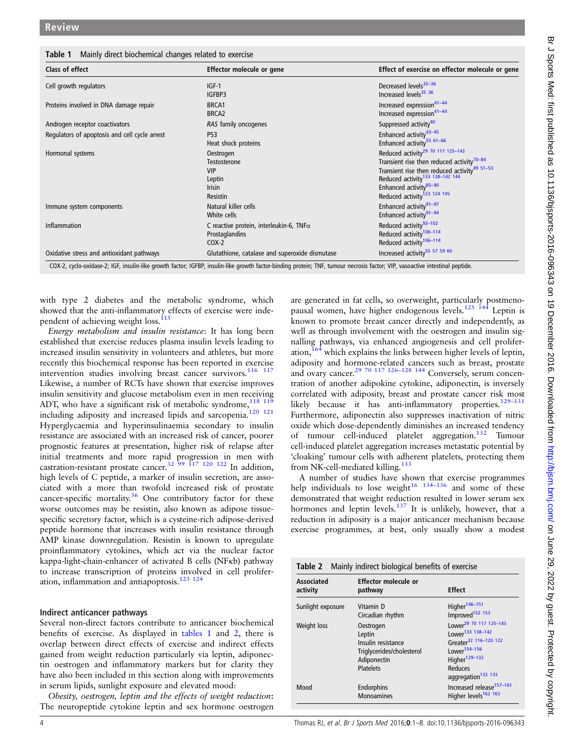**Table 1** Mainly direct biochemical changes related to exercise

| Class of effect | Effector molecule or gene | Effect of exercise on effector molecule or gene |
|---|---|---|
| Cell growth regulators | IGF-1<br>IGFBP3 | Decreased levels[32–36]<br>Increased levels[35 36] |
| Proteins involved in DNA damage repair | BRCA1<br>BRCA2 | Increased expression[41–44]<br>Increased expression[41–44] |
| Androgen receptor coactivators | *RAS* family oncogenes | Suppressed activity[40] |
| Regulators of apoptosis and cell cycle arrest | P53<br>Heat shock proteins | Enhanced activity[43–45]<br>Enhanced activity[55 61–66] |
| Hormonal systems | Oestrogen<br>Testosterone<br>VIP<br>Leptin<br>Irisin<br>Resistin | Reduced activity[29 70 117 125–143]<br>Transient rise then reduced activity[70–84]<br>Transient rise then reduced activity[49 51–53]<br>Reduced activity[133 138–142 144]<br>Enhanced activity[85–90]<br>Reduced activity[123 124 145] |
| Immune system components | Natural killer cells<br>White cells | Enhanced activity[91–97]<br>Enhanced activity[91–94] |
| Inflammation | C reactive protein, interleukin-6, TNFα<br>Prostaglandins<br>COX-2 | Reduced activity[93–102]<br>Reduced activity[106–114]<br>Reduced activity[106–114] |
| Oxidative stress and antioxidant pathways | Glutathione, catalase and superoxide dismutase | Increased activity[55 57 59 60] |

COX-2, cyclo-oxidase-2; IGF, insulin-like growth factor; IGFBP, insulin-like growth factor-binding protein; TNF, tumour necrosis factor; VIP, vasoactive intestinal peptide.

with type 2 diabetes and the metabolic syndrome, which showed that the anti-inflammatory effects of exercise were independent of achieving weight loss.[115]

*Energy metabolism and insulin resistance*: It has long been established that exercise reduces plasma insulin levels leading to increased insulin sensitivity in volunteers and athletes, but more recently this biochemical response has been reported in exercise intervention studies involving breast cancer survivors.[116 117] Likewise, a number of RCTs have shown that exercise improves insulin sensitivity and glucose metabolism even in men receiving ADT, who have a significant risk of metabolic syndrome,[118 119] including adiposity and increased lipids and sarcopenia.[120 121] Hyperglycaemia and hyperinsulinaemia secondary to insulin resistance are associated with an increased risk of cancer, poorer prognostic features at presentation, higher risk of relapse after initial treatments and more rapid progression in men with castration-resistant prostate cancer.[32 99 117 120 122] In addition, high levels of C peptide, a marker of insulin secretion, are associated with a more than twofold increased risk of prostate cancer-specific mortality.[36] One contributory factor for these worse outcomes may be resistin, also known as adipose tissue-specific secretory factor, which is a cysteine-rich adipose-derived peptide hormone that increases with insulin resistance through AMP kinase downregulation. Resistin is known to upregulate proinflammatory cytokines, which act via the nuclear factor kappa-light-chain-enhancer of activated B cells (NFκb) pathway to increase transcription of proteins involved in cell proliferation, inflammation and antiapoptosis.[123 124]

### Indirect anticancer pathways

Several non-direct factors contribute to anticancer biochemical benefits of exercise. As displayed in tables 1 and 2, there is overlap between direct effects of exercise and indirect effects gained from weight reduction particularly via leptin, adiponectin oestrogen and inflammatory markers but for clarity they have also been included in this section along with improvements in serum lipids, sunlight exposure and elevated mood:

*Obesity, oestrogen, leptin and the effects of weight reduction*: The neuropeptide cytokine leptin and sex hormone oestrogen are generated in fat cells, so overweight, particularly postmenopausal women, have higher endogenous levels.[125 144] Leptin is known to promote breast cancer directly and independently, as well as through involvement with the oestrogen and insulin signalling pathways, via enhanced angiogenesis and cell proliferation,[164] which explains the links between higher levels of leptin, adiposity and hormone-related cancers such as breast, prostate and ovary cancer.[29 70 117 126–128 144] Conversely, serum concentration of another adipokine cytokine, adiponectin, is inversely correlated with adiposity, breast and prostate cancer risk most likely because it has anti-inflammatory properties.[129–131] Furthermore, adiponectin also suppresses inactivation of nitric oxide which dose-dependently diminishes an increased tendency of tumour cell-induced platelet aggregation.[132] Tumour cell-induced platelet aggregation increases metastatic potential by 'cloaking' tumour cells with adherent platelets, protecting them from NK-cell-mediated killing.[133]

A number of studies have shown that exercise programmes help individuals to lose weight[16 134–136] and some of these demonstrated that weight reduction resulted in lower serum sex hormones and leptin levels.[137] It is unlikely, however, that a reduction in adiposity is a major anticancer mechanism because exercise programmes, at best, only usually show a modest

**Table 2** Mainly indirect biological benefits of exercise

| Associated activity | Effector molecule or pathway | Effect |
|---|---|---|
| Sunlight exposure | Vitamin D<br>Circadian rhythm | Higher[146–151]<br>Improved[152 153] |
| Weight loss | Oestrogen<br>Leptin<br>Insulin resistance<br>Triglycerides/cholesterol<br>Adiponectin<br>Platelets | Lower[29 70 117 125–143]<br>Lower[133 138–142]<br>Greater[32 116–120 122]<br>Lower[154–156]<br>Higher[129–132]<br>Reduces aggregation[132 133] |
| Mood | Endorphins<br>Monoamines | Increased release[157–161]<br>Higher levels[162 163] |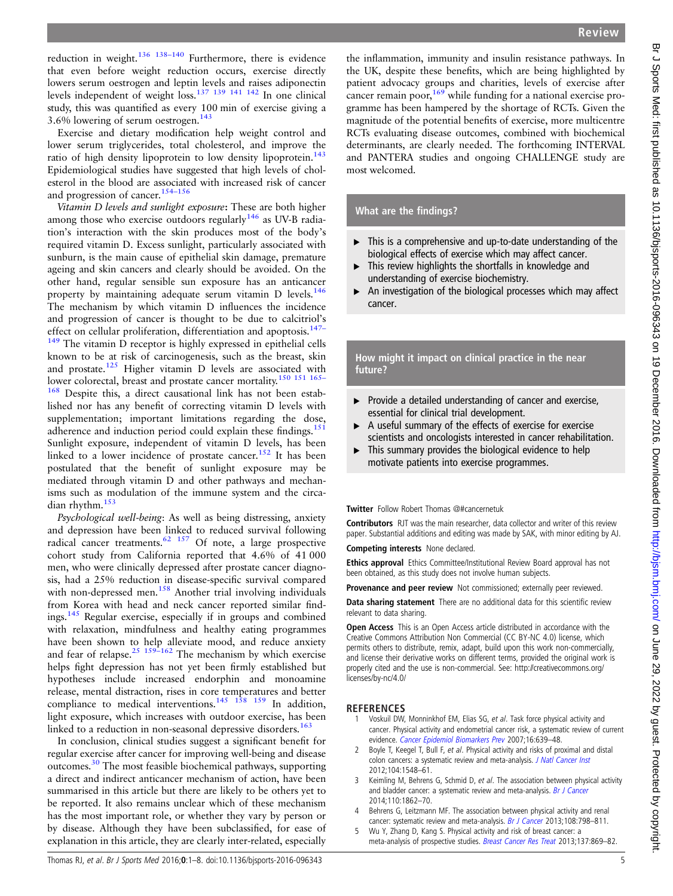reduction in weight.[136 138–140] Furthermore, there is evidence that even before weight reduction occurs, exercise directly lowers serum oestrogen and leptin levels and raises adiponectin levels independent of weight loss.[137 139 141 142] In one clinical study, this was quantified as every 100 min of exercise giving a 3.6% lowering of serum oestrogen.[143]

Exercise and dietary modification help weight control and lower serum triglycerides, total cholesterol, and improve the ratio of high density lipoprotein to low density lipoprotein.[143] Epidemiological studies have suggested that high levels of cholesterol in the blood are associated with increased risk of cancer and progression of cancer.[154–156]

*Vitamin D levels and sunlight exposure*: These are both higher among those who exercise outdoors regularly[146] as UV-B radiation's interaction with the skin produces most of the body's required vitamin D. Excess sunlight, particularly associated with sunburn, is the main cause of epithelial skin damage, premature ageing and skin cancers and clearly should be avoided. On the other hand, regular sensible sun exposure has an anticancer property by maintaining adequate serum vitamin D levels.[146] The mechanism by which vitamin D influences the incidence and progression of cancer is thought to be due to calcitriol's effect on cellular proliferation, differentiation and apoptosis.[147–149] The vitamin D receptor is highly expressed in epithelial cells known to be at risk of carcinogenesis, such as the breast, skin and prostate.[125] Higher vitamin D levels are associated with lower colorectal, breast and prostate cancer mortality.[150 151 165–168] Despite this, a direct causational link has not been established nor has any benefit of correcting vitamin D levels with supplementation; important limitations regarding the dose, adherence and induction period could explain these findings.[151] Sunlight exposure, independent of vitamin D levels, has been linked to a lower incidence of prostate cancer.[152] It has been postulated that the benefit of sunlight exposure may be mediated through vitamin D and other pathways and mechanisms such as modulation of the immune system and the circadian rhythm.[153]

*Psychological well-being*: As well as being distressing, anxiety and depression have been linked to reduced survival following radical cancer treatments.[62 157] Of note, a large prospective cohort study from California reported that 4.6% of 41 000 men, who were clinically depressed after prostate cancer diagnosis, had a 25% reduction in disease-specific survival compared with non-depressed men.[158] Another trial involving individuals from Korea with head and neck cancer reported similar findings.[145] Regular exercise, especially if in groups and combined with relaxation, mindfulness and healthy eating programmes have been shown to help alleviate mood, and reduce anxiety and fear of relapse.[25 159–162] The mechanism by which exercise helps fight depression has not yet been firmly established but hypotheses include increased endorphin and monoamine release, mental distraction, rises in core temperatures and better compliance to medical interventions.[145 158 159] In addition, light exposure, which increases with outdoor exercise, has been linked to a reduction in non-seasonal depressive disorders.[163]

In conclusion, clinical studies suggest a significant benefit for regular exercise after cancer for improving well-being and disease outcomes.[30] The most feasible biochemical pathways, supporting a direct and indirect anticancer mechanism of action, have been summarised in this article but there are likely to be others yet to be reported. It also remains unclear which of these mechanism has the most important role, or whether they vary by person or by disease. Although they have been subclassified, for ease of explanation in this article, they are clearly inter-related, especially the inflammation, immunity and insulin resistance pathways. In the UK, despite these benefits, which are being highlighted by patient advocacy groups and charities, levels of exercise after cancer remain poor,[169] while funding for a national exercise programme has been hampered by the shortage of RCTs. Given the magnitude of the potential benefits of exercise, more multicentre RCTs evaluating disease outcomes, combined with biochemical determinants, are clearly needed. The forthcoming INTERVAL and PANTERA studies and ongoing CHALLENGE study are most welcomed.

### What are the findings?

- This is a comprehensive and up-to-date understanding of the biological effects of exercise which may affect cancer.
- This review highlights the shortfalls in knowledge and understanding of exercise biochemistry.
- An investigation of the biological processes which may affect cancer.

### How might it impact on clinical practice in the near future?

- Provide a detailed understanding of cancer and exercise, essential for clinical trial development.
- A useful summary of the effects of exercise for exercise scientists and oncologists interested in cancer rehabilitation.
- This summary provides the biological evidence to help motivate patients into exercise programmes.

**Twitter** Follow Robert Thomas @#cancernetuk

**Contributors** RJT was the main researcher, data collector and writer of this review paper. Substantial additions and editing was made by SAK, with minor editing by AJ.

**Competing interests** None declared.

**Ethics approval** Ethics Committee/Institutional Review Board approval has not been obtained, as this study does not involve human subjects.

**Provenance and peer review** Not commissioned; externally peer reviewed.

**Data sharing statement** There are no additional data for this scientific review relevant to data sharing.

**Open Access** This is an Open Access article distributed in accordance with the Creative Commons Attribution Non Commercial (CC BY-NC 4.0) license, which permits others to distribute, remix, adapt, build upon this work non-commercially, and license their derivative works on different terms, provided the original work is properly cited and the use is non-commercial. See: http://creativecommons.org/licenses/by-nc/4.0/

## REFERENCES

1. Voskuil DW, Monninkhof EM, Elias SG, *et al*. Task force physical activity and cancer. Physical activity and endometrial cancer risk, a systematic review of current evidence. *Cancer Epidemiol Biomarkers Prev* 2007;16:639–48.
2. Boyle T, Keegel T, Bull F, *et al*. Physical activity and risks of proximal and distal colon cancers: a systematic review and meta-analysis. *J Natl Cancer Inst* 2012;104:1548–61.
3. Keimling M, Behrens G, Schmid D, *et al*. The association between physical activity and bladder cancer: a systematic review and meta-analysis. *Br J Cancer* 2014;110:1862–70.
4. Behrens G, Leitzmann MF. The association between physical activity and renal cancer: systematic review and meta-analysis. *Br J Cancer* 2013;108:798–811.
5. Wu Y, Zhang D, Kang S. Physical activity and risk of breast cancer: a meta-analysis of prospective studies. *Breast Cancer Res Treat* 2013;137:869–82.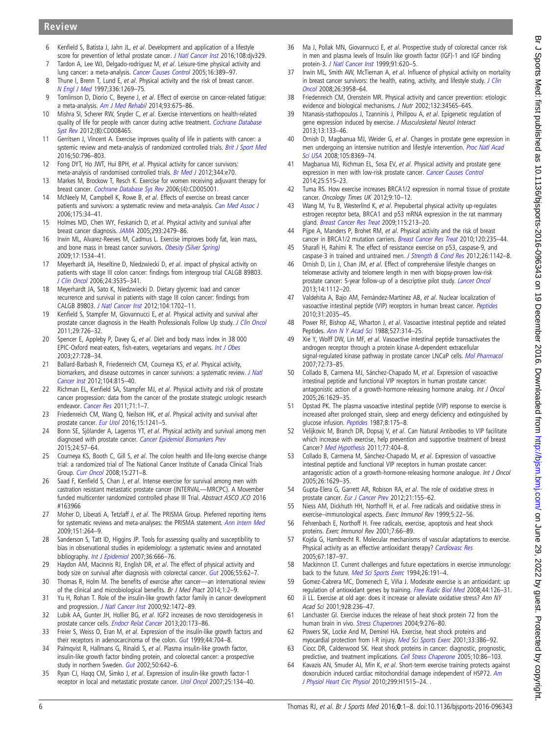6. Kenfield S, Batista J, Jahn JL, *et al*. Development and application of a lifestyle score for prevention of lethal prostate cancer. *J Natl Cancer Inst* 2016;108:djv329.
7. Tardon A, Lee WJ, Delgado-rodriguez M, *et al*. Leisure-time physical activity and lung cancer: a meta-analysis. *Cancer Causes Control* 2005;16:389–97.
8. Thune I, Brenn T, Lund E, *et al*. Physical activity and the risk of breast cancer. *N Engl J Med* 1997;336:1269–75.
9. Tomlinson D, Diorio C, Beyene J, *et al*. Effect of exercise on cancer-related fatigue: a meta-analysis. *Am J Med Rehabil* 2014;93:675–86.
10. Mishra SI, Scherer RW, Snyder C, *et al*. Exercise interventions on health-related quality of life for people with cancer during active treatment. *Cochrane Database Syst Rev* 2012;(8):CD008465.
11. Gerritsen J, Vincent A. Exercise improves quality of life in patients with cancer: a systemic review and meta-analysis of randomized controlled trials. *Brit J Sport Med* 2016;50:796–803.
12. Fong DYT, Ho JWT, Hui BPH, *et al*. Physical activity for cancer survivors: meta-analysis of randomised controlled trials. *Br Med J* 2012;344:e70.
13. Markes M, Brockow T, Resch K. Exercise for women receiving adjuvant therapy for breast cancer. *Cochrane Database Sys Rev* 2006;(4):CD005001.
14. McNeely M, Campbell K, Rowe B, *et al*. Effects of exercise on breast cancer patients and survivors: a systematic review and meta-analysis. *Can Med Assoc J* 2006;175:34–41.
15. Holmes MD, Chen WY, Feskanich D, *et al*. Physical activity and survival after breast cancer diagnosis. *JAMA* 2005;293:2479–86.
16. Irwin ML, Alvarez-Reeves M, Cadmus L. Exercise improves body fat, lean mass, and bone mass in breast cancer survivors. *Obesity (Silver Spring)* 2009;17:1534–41.
17. Meyerhardt JA, Heseltine D, Niedzwiecki D, *et al*. impact of physical activity on patients with stage III colon cancer: findings from intergroup trial CALGB 89803. *J Clin Oncol* 2006;24:3535–341.
18. Meyerhardt JA, Sato K, Niedzwiecki D. Dietary glycemic load and cancer recurrence and survival in patients with stage III colon cancer: findings from CALGB 89803. *J Natl Cancer Inst* 2012;104:1702–11.
19. Kenfield S, Stampfer M, Giovannucci E, *et al*. Physical activity and survival after prostate cancer diagnosis in the Health Professionals Follow Up study. *J Clin Oncol* 2011;29:726–32.
20. Spencer E, Appleby P, Davey G, *et al*. Diet and body mass index in 38 000 EPIC-Oxford meat-eaters, fish-eaters, vegetarians and vegans. *Int J Obes* 2003;27:728–34.
21. Ballard-Barbash R, Friedenreich CM, Courneya KS, *et al*. Physical activity, biomarkers, and disease outcomes in cancer survivors: a systematic review. *J Natl Cancer Inst* 2012;104:815–40.
22. Richman EL, Kenfield SA, Stampfer MJ, *et al*. Physical activity and risk of prostate cancer progression: data from the cancer of the prostate strategic urologic research endeavor. *Cancer Res* 2011;71:1–7.
23. Friedenreich CM, Wang Q, Neilson HK, *et al*. Physical activity and survival after prostate cancer. *Eur Urol* 2016;15:1241–5.
24. Bonn SE, Sjölander A, Lagerros YT, *et al*. Physical activity and survival among men diagnosed with prostate cancer. *Cancer Epidemiol Biomarkers Prev* 2015;24:57–64.
25. Courneya KS, Booth C, Gill S, *et al*. The colon health and life-long exercise change trial: a randomized trial of The National Cancer Institute of Canada Clinical Trials Group. *Curr Oncol* 2008;15:271–8.
26. Saad F, Kenfield S, Chan J, *et al*. Intense exercise for survival among men with castration resistant metastatic prostate cancer (INTERVAL—MRCPC). A Movember funded multicenter randomized controlled phase III Trial. Abstract ASCO JCO 2016 #163966
27. Moher D, Liberati A, Tetzlaff J, *et al*. The PRISMA Group. Preferred reporting items for systematic reviews and meta-analyses: the PRISMA statement. *Ann Intern Med* 2009;151:264–9.
28. Sanderson S, Tatt ID, Higgins JP. Tools for assessing quality and susceptibility to bias in observational studies in epidemiology: a systematic review and annotated bibliography. *Int J Epidemiol* 2007;36:666–76.
29. Haydon AM, Macinnis RJ, English DR, *et al*. The effect of physical activity and body size on survival after diagnosis with colorectal cancer. *Gut* 2006;55:62–7.
30. Thomas R, Holm M. The benefits of exercise after cancer—an international review of the clinical and microbiological benefits. Br J Med Pract 2014;1:2–9.
31. Yu H, Rohan T. Role of the insulin-like growth factor family in cancer development and progression. *J Natl Cancer Inst* 2000;92:1472–89.
32. Lubik AA, Gunter JH, Hollier BG, *et al*. IGF2 increases de novo steroidogenesis in prostate cancer cells. *Endocr Relat Cancer* 2013;20:173–86.
33. Freier S, Weiss O, Eran M, *et al*. Expression of the insulin-like growth factors and their receptors in adenocarcinoma of the colon. *Gut* 1999;44:704–8.
34. Palmqvist R, Hallmans G, Rinaldi S, *et al*. Plasma insulin-like growth factor, insulin-like growth factor binding protein, and colorectal cancer: a prospective study in northern Sweden. *Gut* 2002;50:642–6.
35. Ryan CJ, Haqq CM, Simko J, *et al*. Expression of insulin-like growth factor-1 receptor in local and metastatic prostate cancer. *Urol Oncol* 2007;25:134–40.
36. Ma J, Pollak MN, Giovannucci E, *et al*. Prospective study of colorectal cancer risk in men and plasma levels of Insulin like growth factor (IGF)-1 and IGF binding protein-3. *J Natl Cancer Inst* 1999;91:620–5.
37. Irwin ML, Smith AW, McTiernan A, *et al*. Influence of physical activity on mortality in breast cancer survivors: the health, eating, activity, and lifestyle study. *J Clin Oncol* 2008;26:3958–64.
38. Friedenreich CM, Orenstein MR. Physical activity and cancer prevention: etiologic evidence and biological mechanisms. J Nutr 2002;132:3456S–64S.
39. Ntanasis-stathopoulos J, Tzanninis J, Philipou A, *et al*. Epigenetic regulation of gene expression induced by exercise. J Musculoskelet Neurol Interact 2013;13:133–46.
40. Ornish D, Magbanua MJ, Weider G, *et al*. Changes in prostate gene expression in men undergoing an intensive nutrition and lifestyle intervention. *Proc Natl Acad Sci USA* 2008;105:8369–74.
41. Magbanua MJ, Richman EL, Sosa EV, *et al*. Physical activity and prostate gene expression in men with low-risk prostate cancer. *Cancer Causes Control* 2014;25:515–23.
42. Tuma RS. How exercise increases BRCA1/2 expression in normal tissue of prostate cancer. Oncology Times UK 2012;9:10–12.
43. Wang M, Yu B, Westerlind K, *et al*. Prepubertal physical activity up-regulates estrogen receptor beta, BRCA1 and p53 mRNA expression in the rat mammary gland. *Breast Cancer Res Treat* 2009;115:213–20.
44. Pijpe A, Manders P, Brohet RM, *et al*. Physical activity and the risk of breast cancer in BRCA1/2 mutation carriers. *Breast Cancer Res Treat* 2010;120:235–44.
45. Sharafi H, Rahimi R. The effect of resistance exercise on p53, caspase-9, and caspase-3 in trained and untrained men. *J Strength & Cond Res* 2012;26:1142–8.
46. Ornish D, Lin J, Chan JM, *et al*. Effect of comprehensive lifestyle changes on telomerase activity and telomere length in men with biopsy-proven low-risk prostate cancer: 5-year follow-up of a descriptive pilot study. *Lancet Oncol* 2013;14:1112–20.
47. Valdehita A, Bajo AM, Fernández-Martinez AB, *et al*. Nuclear localization of vasoactive intestinal peptide (VIP) receptors in human breast cancer. *Peptides* 2010;31:2035–45.
48. Power RF, Bishop AE, Wharton J, *et al*. Vasoactive intestinal peptide and related Peptides. *Ann N Y Acad Sci* 1988;527:314–25.
49. Xie Y, Wolff DW, Lin MF, *et al*. Vasoactive intestinal peptide transactivates the androgen receptor through a protein kinase A-dependent extracellular signal-regulated kinase pathway in prostate cancer LNCaP cells. *Mol Pharmacol* 2007;72:73–85.
50. Collado B, Carmena MJ, Sánchez-Chapado M, *et al*. Expression of vasoactive intestinal peptide and functional VIP receptors in human prostate cancer: antagonistic action of a growth-hormone-releasing hormone analog. Int J Oncol 2005;26:1629–35.
51. Opstad PK. The plasma vasoactive intestinal peptide (VIP) response to exercise is increased after prolonged strain, sleep and energy deficiency and extinguished by glucose infusion. *Peptides* 1987;8:175–8.
52. Velijkovic M, Branch DR, Dopsaj V, *et al*. Can Natural Antibodies to VIP facilitate which increase with exercise, help prevention and supportive treatment of breast Cancer? *Med Hypothesis* 2011;77:404–8.
53. Collado B, Carmena MJ, Sánchez-Chapado M, *et al*. Expression of vasoactive intestinal peptide and functional VIP receptors in human prostate cancer: antagonistic action of a growth-hormone-releasing hormone analogue. Int J Oncol 2005;26:1629–35.
54. Gupta-Elera G, Garrett AR, Robison RA, *et al*. The role of oxidative stress in prostate cancer. *Eur J Cancer Prev* 2012;21:155–62.
55. Niess AM, Dickhuth HH, Northoff H, *et al*. Free radicals and oxidative stress in exercise–immunological aspects. Exerc Immunol Rev 1999;5:22–56.
56. Fehrenbach E, Northoff H. Free radicals, exercise, apoptosis and heat shock proteins. Exerc Immunol Rev 2001;7:66–89.
57. Kojda G, Hambrecht R. Molecular mechanisms of vascular adaptations to exercise. Physical activity as an effective antioxidant therapy? *Cardiovasc Res* 2005;67:187–97.
58. Mackinnon LT. Current challenges and future expectations in exercise immunology: back to the future. *Med Sci Sports Exerc* 1994;26:191–4.
59. Gomez-Cabrera MC, Domenech E, Viña J. Moderate exercise is an antioxidant: up regulation of antioxidant genes by training. *Free Radic Biol Med* 2008;44:126–31.
60. Ji LL. Exercise at old age: does it increase or alleviate oxidative stress? Ann NY Acad Sci 2001;928:236–47.
61. Lanchaster GI. Exercise induces the release of heat shock protein 72 from the human brain in vivo. *Stress Chaperones* 2004;9:276–80.
62. Powers SK, Locke And M, Demirel HA. Exercise, heat shock proteins and myocardial protection from I-R injury. *Med Sci Sports Exerc* 2001;33:386–92.
63. Ciocc DR, Calderwood SK. Heat shock proteins in cancer: diagnostic, prognostic, predictive, and treatment implications. *Cell Stress Chaperone* 2005;10:86–103.
64. Kavazis AN, Smuder AJ, Min K, *et al*. Short-term exercise training protects against doxorubicin induced cardiac mitochondrial damage independent of HSP72. *Am J Physiol Heart Circ Physiol* 2010;299:H1515–24. .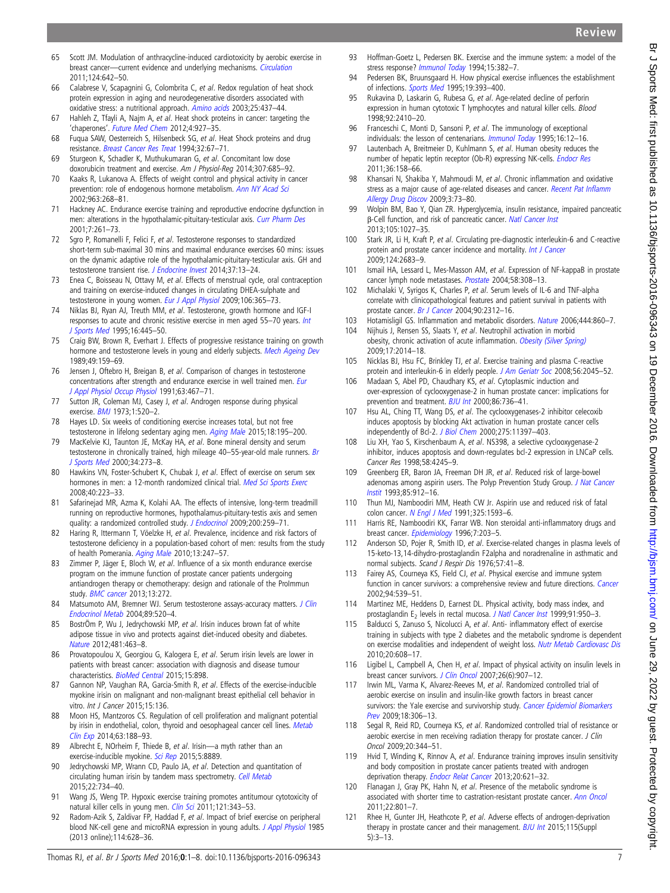65 Scott JM. Modulation of anthracycline-induced cardiotoxicity by aerobic exercise in breast cancer—current evidence and underlying mechanisms. *Circulation* 2011;124:642–50.

66 Calabrese V, Scapagnini G, Colombrita C, *et al*. Redox regulation of heat shock protein expression in aging and neurodegenerative disorders associated with oxidative stress: a nutritional approach. *Amino acids* 2003;25:437–44.

67 Hahleh Z, Tfayli A, Najm A, *et al*. Heat shock proteins in cancer: targeting the 'chaperones'. *Future Med Chem* 2012;4:927–35.

68 Fuqua SAW, Oesterreich S, Hilsenbeck SG, *et al*. Heat Shock proteins and drug resistance. *Breast Cancer Res Treat* 1994;32:67–71.

69 Sturgeon K, Schadler K, Muthukumaran G, *et al*. Concomitant low dose doxorubicin treatment and exercise. Am J Physiol-Reg 2014;307:685–92.

70 Kaaks R, Lukanova A. Effects of weight control and physical activity in cancer prevention: role of endogenous hormone metabolism. *Ann NY Acad Sci* 2002;963:268–81.

71 Hackney AC. Endurance exercise training and reproductive endocrine dysfunction in men: alterations in the hypothalamic-pituitary-testicular axis. *Curr Pharm Des* 2001;7:261–73.

72 Sgro P, Romanelli F, Felici F, *et al*. Testosterone responses to standardized short-term sub-maximal 30 mins and maximal endurance exercises 60 mins: issues on the dynamic adaptive role of the hypothalamic-pituitary-testicular axis. GH and testosterone transient rise. *J Endocrine Invest* 2014;37:13–24.

73 Enea C, Boisseau N, Ottavy M, *et al*. Effects of menstrual cycle, oral contraception and training on exercise-induced changes in circulating DHEA-sulphate and testosterone in young women. *Eur J Appl Physiol* 2009;106:365–73.

74 Niklas BJ, Ryan AJ, Treuth MM, *et al*. Testosterone, growth hormone and IGF-I responses to acute and chronic resistive exercise in men aged 55–70 years. *Int J Sports Med* 1995;16:445–50.

75 Craig BW, Brown R, Everhart J. Effects of progressive resistance training on growth hormone and testosterone levels in young and elderly subjects. *Mech Ageing Dev* 1989;49:159–69.

76 Jensen J, Oftebro H, Breigan B, *et al*. Comparison of changes in testosterone concentrations after strength and endurance exercise in well trained men. *Eur J Appl Physiol Occup Physiol* 1991;63:467–71.

77 Sutton JR, Coleman MJ, Casey J, *et al*. Androgen response during physical exercise. *BMJ* 1973;1:520–2.

78 Hayes LD. Six weeks of conditioning exercise increases total, but not free testosterone in lifelong sedentary aging men. *Aging Male* 2015;18:195–200.

79 MacKelvie KJ, Taunton JE, McKay HA, *et al*. Bone mineral density and serum testosterone in chronically trained, high mileage 40–55-year-old male runners. *Br J Sports Med* 2000;34:273–8.

80 Hawkins VN, Foster-Schubert K, Chubak J, *et al*. Effect of exercise on serum sex hormones in men: a 12-month randomized clinical trial. *Med Sci Sports Exerc* 2008;40:223–33.

81 Safarinejad MR, Azma K, Kolahi AA. The effects of intensive, long-term treadmill running on reproductive hormones, hypothalamus-pituitary-testis axis and semen quality: a randomized controlled study. *J Endocrinol* 2009;200:259–71.

82 Haring R, Ittermann T, Völzke H, *et al*. Prevalence, incidence and risk factors of testosterone deficiency in a population-based cohort of men: results from the study of health Pomerania. *Aging Male* 2010;13:247–57.

83 Zimmer P, Jäger E, Bloch W, *et al*. Influence of a six month endurance exercise program on the immune function of prostate cancer patients undergoing antiandrogen therapy or chemotherapy: design and rationale of the ProImmun study. *BMC cancer* 2013;13:272.

84 Matsumoto AM, Bremner WJ. Serum testosterone assays-accuracy matters. *J Clin Endocrinol Metab* 2004;89:520–4.

85 BostrÖm P, Wu J, Jedrychowski MP, *et al*. Irisin induces brown fat of white adipose tissue in vivo and protects against diet-induced obesity and diabetes. *Nature* 2012;481:463–8.

86 Provatopoulou X, Georgiou G, Kalogera E, *et al*. Serum irisin levels are lower in patients with breast cancer: association with diagnosis and disease tumour characteristics. *BioMed Central* 2015;15:898.

87 Gannon NP, Vaughan RA, Garcia-Smith R, *et al*. Effects of the exercise-inducible myokine irisin on malignant and non-malignant breast epithelial cell behavior in vitro. *Int J Cancer* 2015;15:136.

88 Moon HS, Mantzoros CS. Regulation of cell proliferation and malignant potential by irisin in endothelial, colon, thyroid and oesophageal cancer cell lines. *Metab Clin Exp* 2014;63:188–93.

89 Albrecht E, NOrheim F, Thiede B, *et al*. Irisin—a myth rather than an exercise-inducible myokine. *Sci Rep* 2015;5:8889.

90 Jedrychowski MP, Wrann CD, Paulo JA, *et al*. Detection and quantitation of circulating human irisin by tandem mass spectrometry. *Cell Metab* 2015;22:734–40.

91 Wang JS, Weng TP. Hypoxic exercise training promotes antitumour cytotoxicity of natural killer cells in young men. *Clin Sci* 2011;121:343–53.

92 Radom-Azik S, Zaldivar FP, Haddad F, *et al*. Impact of brief exercise on peripheral blood NK-cell gene and microRNA expression in young adults. *J Appl Physiol* 1985 (2013 online);114:628–36.

93 Hoffman-Goetz L, Pedersen BK. Exercise and the immune system: a model of the stress response? *Immunol Today* 1994;15:382–7.

94 Pedersen BK, Bruunsgaard H. How physical exercise influences the establishment of infections. *Sports Med* 1995;19:393–400.

95 Rukavina D, Laskarin G, Rubesa G, *et al*. Age-related decline of perforin expression in human cytotoxic T lymphocytes and natural killer cells. *Blood* 1998;92:2410–20.

96 Franceschi C, Monti D, Sansoni P, *et al*. The immunology of exceptional individuals: the lesson of centenarians. *Immunol Today* 1995;16:12–16.

97 Lautenbach A, Breitmeier D, Kuhlmann S, *et al*. Human obesity reduces the number of hepatic leptin receptor (Ob-R) expressing NK-cells. *Endocr Res* 2011;36:158–66.

98 Khansari N, Shakiba Y, Mahmoudi M, *et al*. Chronic inflammation and oxidative stress as a major cause of age-related diseases and cancer. *Recent Pat Inflamm Allergy Drug Discov* 2009;3:73–80.

99 Wolpin BM, Bao Y, Qian ZR. Hyperglycemia, insulin resistance, impaired pancreatic β-Cell function, and risk of pancreatic cancer. *Natl Cancer Inst* 2013;105:1027–35.

100 Stark JR, Li H, Kraft P, *et al*. Circulating pre-diagnostic interleukin-6 and C-reactive protein and prostate cancer incidence and mortality. *Int J Cancer* 2009;124:2683–9.

101 Ismail HA, Lessard L, Mes-Masson AM, *et al*. Expression of NF-kappaB in prostate cancer lymph node metastases. *Prostate* 2004;58:308–13.

102 Michalaki V, Syrigos K, Charles P, *et al*. Serum levels of IL-6 and TNF-alpha correlate with clinicopathological features and patient survival in patients with prostate cancer. *Br J Cancer* 2004;90:2312–16.

103 Hotamisligil GS. Inflammation and metabolic disorders. *Nature* 2006;444:860–7.

104 Nijhuis J, Rensen SS, Slaats Y, *et al*. Neutrophil activation in morbid obesity, chronic activation of acute inflammation. *Obesity (Silver Spring)* 2009;17:2014–18.

105 Nicklas BJ, Hsu FC, Brinkley TJ, *et al*. Exercise training and plasma C-reactive protein and interleukin-6 in elderly people. *J Am Geriatr Soc* 2008;56:2045–52.

106 Madaan S, Abel PD, Chaudhary KS, *et al*. Cytoplasmic induction and over-expression of cyclooxygenase-2 in human prostate cancer: implications for prevention and treatment. *BJU Int* 2000;86:736–41.

107 Hsu AL, Ching TT, Wang DS, *et al*. The cyclooxygenases-2 inhibitor celecoxib induces apoptosis by blocking Akt activation in human prostate cancer cells independently of Bcl-2. *J Biol Chem* 2000;275:11397–403.

108 Liu XH, Yao S, Kirschenbaum A, *et al*. NS398, a selective cyclooxygenase-2 inhibitor, induces apoptosis and down-regulates bcl-2 expression in LNCaP cells. *Cancer Res* 1998;58:4245–9.

109 Greenberg ER, Baron JA, Freeman DH JR, *et al*. Reduced risk of large-bowel adenomas among aspirin users. The Polyp Prevention Study Group. *J Nat Cancer Instit* 1993;85:912–16.

110 Thun MJ, Namboodiri MM, Heath CW Jr. Aspirin use and reduced risk of fatal colon cancer. *N Engl J Med* 1991;325:1593–6.

111 Harris RE, Namboodiri KK, Farrar WB. Non steroidal anti-inflammatory drugs and breast cancer. *Epidemiology* 1996;7:203–5.

112 Anderson SD, Pojer R, Smith ID, *et al*. Exercise-related changes in plasma levels of 15-keto-13,14-dihydro-prostaglandin F2alpha and noradrenaline in asthmatic and normal subjects. *Scand J Respir Dis* 1976;57:41–8.

113 Fairey AS, Courneya KS, Field CJ, *et al*. Physical exercise and immune system function in cancer survivors: a comprehensive review and future directions. *Cancer* 2002;94:539–51.

114 Martinez ME, Heddens D, Earnest DL. Physical activity, body mass index, and prostaglandin $E_2$ levels in rectal mucosa. *J Natl Cancer Inst* 1999;91:950–3.

115 Balducci S, Zanuso S, Nicolucci A, *et al*. Anti- inflammatory effect of exercise training in subjects with type 2 diabetes and the metabolic syndrome is dependent on exercise modalities and independent of weight loss. *Nutr Metab Cardiovasc Dis* 2010;20:608–17.

116 Ligibel A, Campbell A, Chen H, *et al*. Impact of physical activity on insulin levels in breast cancer survivors. *J Clin Oncol* 2007;26(6):907–12.

117 Irwin ML, Varma K, Alvarez-Reeves M, *et al*. Randomized controlled trial of aerobic exercise on insulin and insulin-like growth factors in breast cancer survivors: the Yale exercise and survivorship study. *Cancer Epidemiol Biomarkers Prev* 2009;18:306–13.

118 Segal R, Reid RD, Courneya KS, *et al*. Randomized controlled trial of resistance or aerobic exercise in men receiving radiation therapy for prostate cancer. J Clin Oncol 2009;20:344–51.

119 Hvid T, Winding K, Rinnov A, *et al*. Endurance training improves insulin sensitivity and body composition in prostate cancer patients treated with androgen deprivation therapy. *Endocr Relat Cancer* 2013;20:621–32.

120 Flanagan J, Gray PK, Hahn N, *et al*. Presence of the metabolic syndrome is associated with shorter time to castration-resistant prostate cancer. *Ann Oncol* 2011;22:801–7.

121 Rhee H, Gunter JH, Heathcote P, *et al*. Adverse effects of androgen-deprivation therapy in prostate cancer and their management. *BJU Int* 2015;115(Suppl 5):3–13.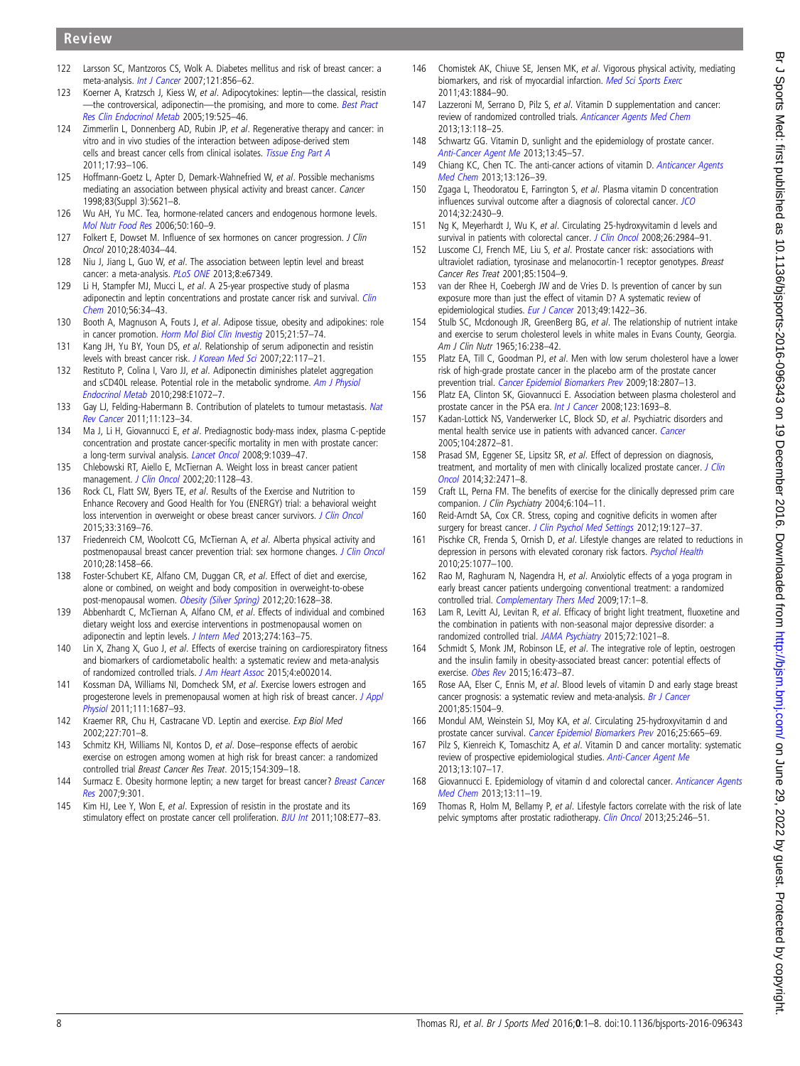122 Larsson SC, Mantzoros CS, Wolk A. Diabetes mellitus and risk of breast cancer: a meta-analysis. *Int J Cancer* 2007;121:856–62.

123 Koerner A, Kratzsch J, Kiess W, *et al*. Adipocytokines: leptin—the classical, resistin—the controversical, adiponectin—the promising, and more to come. *Best Pract Res Clin Endocrinol Metab* 2005;19:525–46.

124 Zimmerlin L, Donnenberg AD, Rubin JP, *et al*. Regenerative therapy and cancer: in vitro and in vivo studies of the interaction between adipose-derived stem cells and breast cancer cells from clinical isolates. *Tissue Eng Part A* 2011;17:93–106.

125 Hoffmann-Goetz L, Apter D, Demark-Wahnefried W, *et al*. Possible mechanisms mediating an association between physical activity and breast cancer. *Cancer* 1998;83(Suppl 3):S621–8.

126 Wu AH, Yu MC. Tea, hormone-related cancers and endogenous hormone levels. *Mol Nutr Food Res* 2006;50:160–9.

127 Folkert E, Dowset M. Influence of sex hormones on cancer progression. *J Clin Oncol* 2010;28:4034–44.

128 Niu J, Jiang L, Guo W, *et al*. The association between leptin level and breast cancer: a meta-analysis. *PLoS ONE* 2013;8:e67349.

129 Li H, Stampfer MJ, Mucci L, *et al*. A 25-year prospective study of plasma adiponectin and leptin concentrations and prostate cancer risk and survival. *Clin Chem* 2010;56:34–43.

130 Booth A, Magnuson A, Fouts J, *et al*. Adipose tissue, obesity and adipokines: role in cancer promotion. *Horm Mol Biol Clin Investig* 2015;21:57–74.

131 Kang JH, Yu BY, Youn DS, *et al*. Relationship of serum adiponectin and resistin levels with breast cancer risk. *J Korean Med Sci* 2007;22:117–21.

132 Restituto P, Colina I, Varo JJ, *et al*. Adiponectin diminishes platelet aggregation and sCD40L release. Potential role in the metabolic syndrome. *Am J Physiol Endocrinol Metab* 2010;298:E1072–7.

133 Gay LJ, Felding-Habermann B. Contribution of platelets to tumour metastasis. *Nat Rev Cancer* 2011;11:123–34.

134 Ma J, Li H, Giovannucci E, *et al*. Prediagnostic body-mass index, plasma C-peptide concentration and prostate cancer-specific mortality in men with prostate cancer: a long-term survival analysis. *Lancet Oncol* 2008;9:1039–47.

135 Chlebowski RT, Aiello E, McTiernan A. Weight loss in breast cancer patient management. *J Clin Oncol* 2002;20:1128–43.

136 Rock CL, Flatt SW, Byers TE, *et al*. Results of the Exercise and Nutrition to Enhance Recovery and Good Health for You (ENERGY) trial: a behavioral weight loss intervention in overweight or obese breast cancer survivors. *J Clin Oncol* 2015;33:3169–76.

137 Friedenreich CM, Woolcott CG, McTiernan A, *et al*. Alberta physical activity and postmenopausal breast cancer prevention trial: sex hormone changes. *J Clin Oncol* 2010;28:1458–66.

138 Foster-Schubert KE, Alfano CM, Duggan CR, *et al*. Effect of diet and exercise, alone or combined, on weight and body composition in overweight-to-obese post-menopausal women. *Obesity (Silver Spring)* 2012;20:1628–38.

139 Abbenhardt C, McTiernan A, Alfano CM, *et al*. Effects of individual and combined dietary weight loss and exercise interventions in postmenopausal women on adiponectin and leptin levels. *J Intern Med* 2013;274:163–75.

140 Lin X, Zhang X, Guo J, *et al*. Effects of exercise training on cardiorespiratory fitness and biomarkers of cardiometabolic health: a systematic review and meta-analysis of randomized controlled trials. *J Am Heart Assoc* 2015;4:e002014.

141 Kossman DA, Williams NI, Domcheck SM, *et al*. Exercise lowers estrogen and progesterone levels in premenopausal women at high risk of breast cancer. *J Appl Physiol* 2011;111:1687–93.

142 Kraemer RR, Chu H, Castracane VD. Leptin and exercise. *Exp Biol Med* 2002;227:701–8.

143 Schmitz KH, Williams NI, Kontos D, *et al*. Dose–response effects of aerobic exercise on estrogen among women at high risk for breast cancer: a randomized controlled trial *Breast Cancer Res Treat*. 2015;154:309–18.

144 Surmacz E. Obesity hormone leptin; a new target for breast cancer? *Breast Cancer Res* 2007;9:301.

145 Kim HJ, Lee Y, Won E, *et al*. Expression of resistin in the prostate and its stimulatory effect on prostate cancer cell proliferation. *BJU Int* 2011;108:E77–83.

146 Chomistek AK, Chiuve SE, Jensen MK, *et al*. Vigorous physical activity, mediating biomarkers, and risk of myocardial infarction. *Med Sci Sports Exerc* 2011;43:1884–90.

147 Lazzeroni M, Serrano D, Pilz S, *et al*. Vitamin D supplementation and cancer: review of randomized controlled trials. *Anticancer Agents Med Chem* 2013;13:118–25.

148 Schwartz GG. Vitamin D, sunlight and the epidemiology of prostate cancer. *Anti-Cancer Agent Me* 2013;13:45–57.

149 Chiang KC, Chen TC. The anti-cancer actions of vitamin D. *Anticancer Agents Med Chem* 2013;13:126–39.

150 Zgaga L, Theodoratou E, Farrington S, *et al*. Plasma vitamin D concentration influences survival outcome after a diagnosis of colorectal cancer. *JCO* 2014;32:2430–9.

151 Ng K, Meyerhardt J, Wu K, *et al*. Circulating 25-hydroxyvitamin d levels and survival in patients with colorectal cancer. *J Clin Oncol* 2008;26:2984–91.

152 Luscome CJ, French ME, Liu S, *et al*. Prostate cancer risk: associations with ultraviolet radiation, tyrosinase and melanocortin-1 receptor genotypes. *Breast Cancer Res Treat* 2001;85:1504–9.

153 van der Rhee H, Coebergh JW and de Vries D. Is prevention of cancer by sun exposure more than just the effect of vitamin D? A systematic review of epidemiological studies. *Eur J Cancer* 2013;49:1422–36.

154 Stulb SC, Mcdonough JR, GreenBerg BG, *et al*. The relationship of nutrient intake and exercise to serum cholesterol levels in white males in Evans County, Georgia. *Am J Clin Nutr* 1965;16:238–42.

155 Platz EA, Till C, Goodman PJ, *et al*. Men with low serum cholesterol have a lower risk of high-grade prostate cancer in the placebo arm of the prostate cancer prevention trial. *Cancer Epidemiol Biomarkers Prev* 2009;18:2807–13.

156 Platz EA, Clinton SK, Giovannucci E. Association between plasma cholesterol and prostate cancer in the PSA era. *Int J Cancer* 2008;123:1693–8.

157 Kadan-Lottick NS, Vanderwerker LC, Block SD, *et al*. Psychiatric disorders and mental health service use in patients with advanced cancer. *Cancer* 2005;104:2872–81.

158 Prasad SM, Eggener SE, Lipsitz SR, *et al*. Effect of depression on diagnosis, treatment, and mortality of men with clinically localized prostate cancer. *J Clin Oncol* 2014;32:2471–8.

159 Craft LL, Perna FM. The benefits of exercise for the clinically depressed prim care companion. *J Clin Psychiatry* 2004;6:104–11.

160 Reid-Arndt SA, Cox CR. Stress, coping and cognitive deficits in women after surgery for breast cancer. *J Clin Psychol Med Settings* 2012;19:127–37.

161 Pischke CR, Frenda S, Ornish D, *et al*. Lifestyle changes are related to reductions in depression in persons with elevated coronary risk factors. *Psychol Health* 2010;25:1077–100.

162 Rao M, Raghuram N, Nagendra H, *et al*. Anxiolytic effects of a yoga program in early breast cancer patients undergoing conventional treatment: a randomized controlled trial. *Complementary Thers Med* 2009;17:1–8.

163 Lam R, Levitt AJ, Levitan R, *et al*. Efficacy of bright light treatment, fluoxetine and the combination in patients with non-seasonal major depressive disorder: a randomized controlled trial. *JAMA Psychiatry* 2015;72:1021–8.

164 Schmidt S, Monk JM, Robinson LE, *et al*. The integrative role of leptin, oestrogen and the insulin family in obesity-associated breast cancer: potential effects of exercise. *Obes Rev* 2015;16:473–87.

165 Rose AA, Elser C, Ennis M, *et al*. Blood levels of vitamin D and early stage breast cancer prognosis: a systematic review and meta-analysis. *Br J Cancer* 2001;85:1504–9.

166 Mondul AM, Weinstein SJ, Moy KA, *et al*. Circulating 25-hydroxyvitamin d and prostate cancer survival. *Cancer Epidemiol Biomarkers Prev* 2016;25:665–69.

167 Pilz S, Kienreich K, Tomaschitz A, *et al*. Vitamin D and cancer mortality: systematic review of prospective epidemiological studies. *Anti-Cancer Agent Me* 2013;13:107–17.

168 Giovannucci E. Epidemiology of vitamin d and colorectal cancer. *Anticancer Agents Med Chem* 2013;13:11–19.

169 Thomas R, Holm M, Bellamy P, *et al*. Lifestyle factors correlate with the risk of late pelvic symptoms after prostatic radiotherapy. *Clin Oncol* 2013;25:246–51.